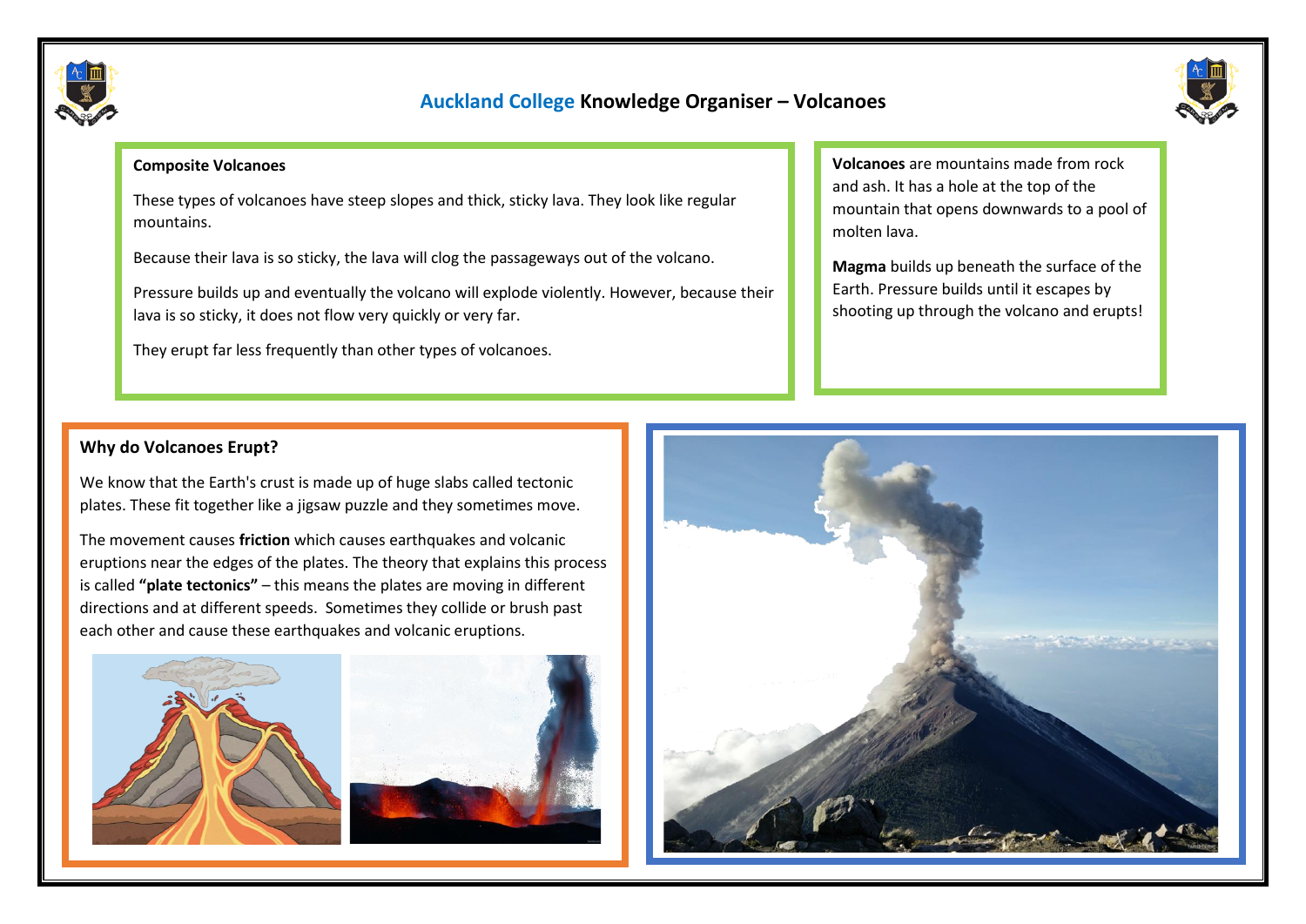# Auckland College Knowledge Organiser – Volcanoes

**Composite Volcanoes**

These types of volcanoes have steep slopes and thick, sticky lava. They look like regular mountains.

Because their lava is so sticky, the lava will clog the passageways out of the volcano.

Pressure builds up and eventually the volcano will explode violently. However, because their lava is so sticky, it does not flow very quickly or very far.

They erupt far less frequently than other types of volcanoes.

**Volcanoes** are mountains made from rock and ash. It has a hole at the top of the mountain that opens downwards to a pool of molten lava.

**Magma** builds up beneath the surface of the Earth. Pressure builds until it escapes by shooting up through the volcano and erupts!

**Why do Volcanoes Erupt?**

We know that the Earth's crust is made up of huge slabs called tectonic plates. These fit together like a jigsaw puzzle and they sometimes move.

The movement causes **friction** which causes earthquakes and volcanic eruptions near the edges of the plates. The theory that explains this process is called **"plate tectonics"** – this means the plates are moving in different directions and at different speeds. Sometimes they collide or brush past each other and cause these earthquakes and volcanic eruptions.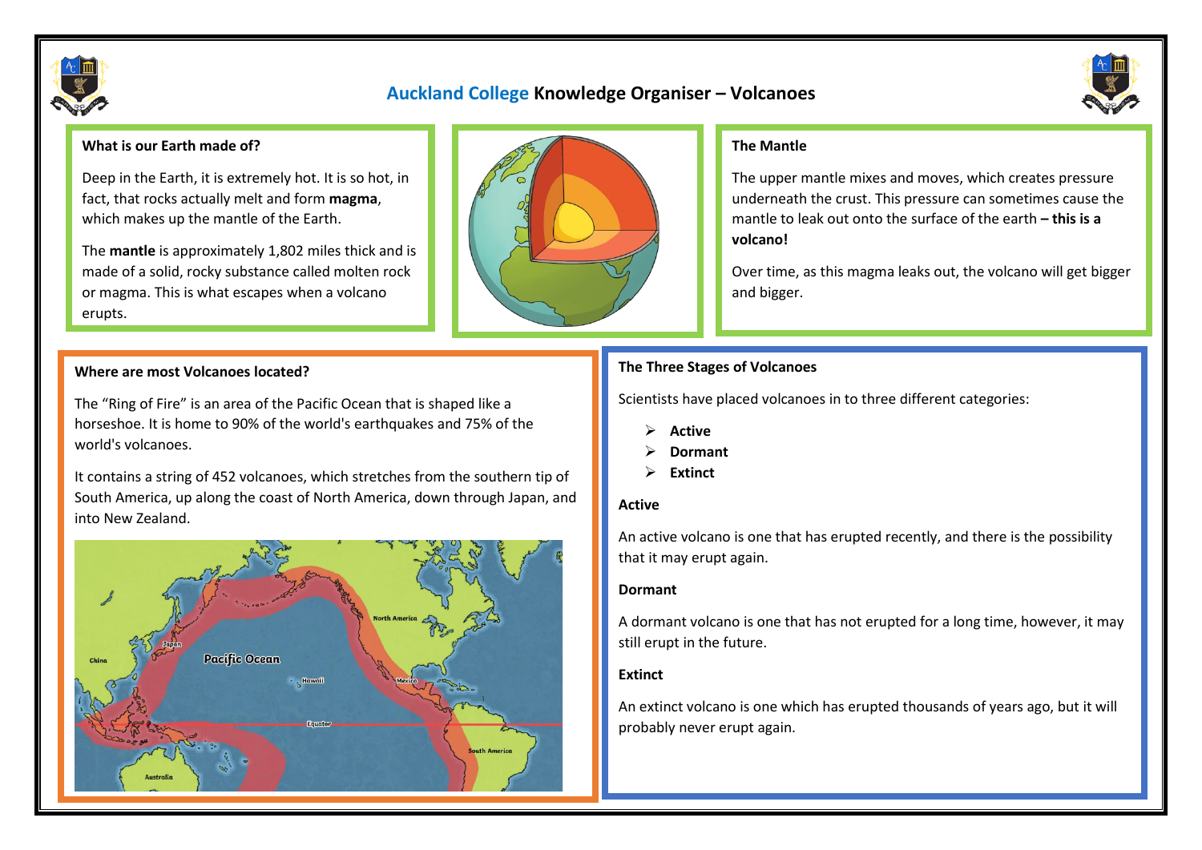# Auckland College Knowledge Organiser – Volcanoes

## What is our Earth made of?

Deep in the Earth, it is extremely hot. It is so hot, in fact, that rocks actually melt and form **magma**, which makes up the mantle of the Earth.

The **mantle** is approximately 1,802 miles thick and is made of a solid, rocky substance called molten rock or magma. This is what escapes when a volcano erupts.

## The Mantle

The upper mantle mixes and moves, which creates pressure underneath the crust. This pressure can sometimes cause the mantle to leak out onto the surface of the earth **– this is a volcano!**

Over time, as this magma leaks out, the volcano will get bigger and bigger.

## Where are most Volcanoes located?

The "Ring of Fire" is an area of the Pacific Ocean that is shaped like a horseshoe. It is home to 90% of the world's earthquakes and 75% of the world's volcanoes.

It contains a string of 452 volcanoes, which stretches from the southern tip of South America, up along the coast of North America, down through Japan, and into New Zealand.

## The Three Stages of Volcanoes

Scientists have placed volcanoes in to three different categories:

- **Active**
- **Dormant**
- **Extinct**

### Active

An active volcano is one that has erupted recently, and there is the possibility that it may erupt again.

### Dormant

A dormant volcano is one that has not erupted for a long time, however, it may still erupt in the future.

### Extinct

An extinct volcano is one which has erupted thousands of years ago, but it will probably never erupt again.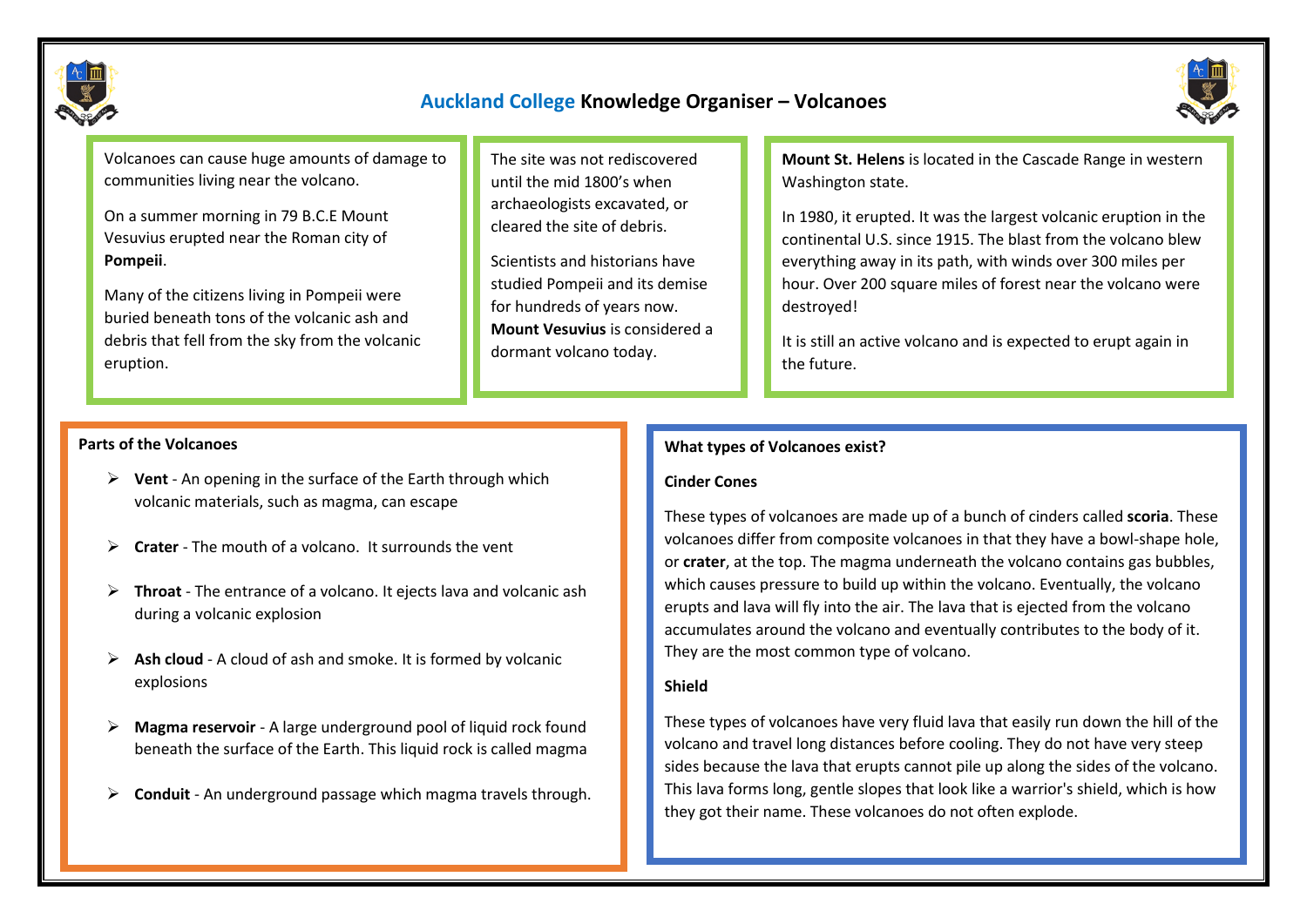# Auckland College Knowledge Organiser – Volcanoes

Volcanoes can cause huge amounts of damage to communities living near the volcano.

On a summer morning in 79 B.C.E Mount Vesuvius erupted near the Roman city of **Pompeii**.

Many of the citizens living in Pompeii were buried beneath tons of the volcanic ash and debris that fell from the sky from the volcanic eruption.

The site was not rediscovered until the mid 1800's when archaeologists excavated, or cleared the site of debris.

Scientists and historians have studied Pompeii and its demise for hundreds of years now. **Mount Vesuvius** is considered a dormant volcano today.

**Mount St. Helens** is located in the Cascade Range in western Washington state.

In 1980, it erupted. It was the largest volcanic eruption in the continental U.S. since 1915. The blast from the volcano blew everything away in its path, with winds over 300 miles per hour. Over 200 square miles of forest near the volcano were destroyed!

It is still an active volcano and is expected to erupt again in the future.

## Parts of the Volcanoes

- **Vent** - An opening in the surface of the Earth through which volcanic materials, such as magma, can escape
- **Crater** - The mouth of a volcano. It surrounds the vent
- **Throat** - The entrance of a volcano. It ejects lava and volcanic ash during a volcanic explosion
- **Ash cloud** - A cloud of ash and smoke. It is formed by volcanic explosions
- **Magma reservoir** - A large underground pool of liquid rock found beneath the surface of the Earth. This liquid rock is called magma
- **Conduit** - An underground passage which magma travels through.

## What types of Volcanoes exist?

### Cinder Cones

These types of volcanoes are made up of a bunch of cinders called **scoria**. These volcanoes differ from composite volcanoes in that they have a bowl-shape hole, or **crater**, at the top. The magma underneath the volcano contains gas bubbles, which causes pressure to build up within the volcano. Eventually, the volcano erupts and lava will fly into the air. The lava that is ejected from the volcano accumulates around the volcano and eventually contributes to the body of it. They are the most common type of volcano.

### Shield

These types of volcanoes have very fluid lava that easily run down the hill of the volcano and travel long distances before cooling. They do not have very steep sides because the lava that erupts cannot pile up along the sides of the volcano. This lava forms long, gentle slopes that look like a warrior's shield, which is how they got their name. These volcanoes do not often explode.